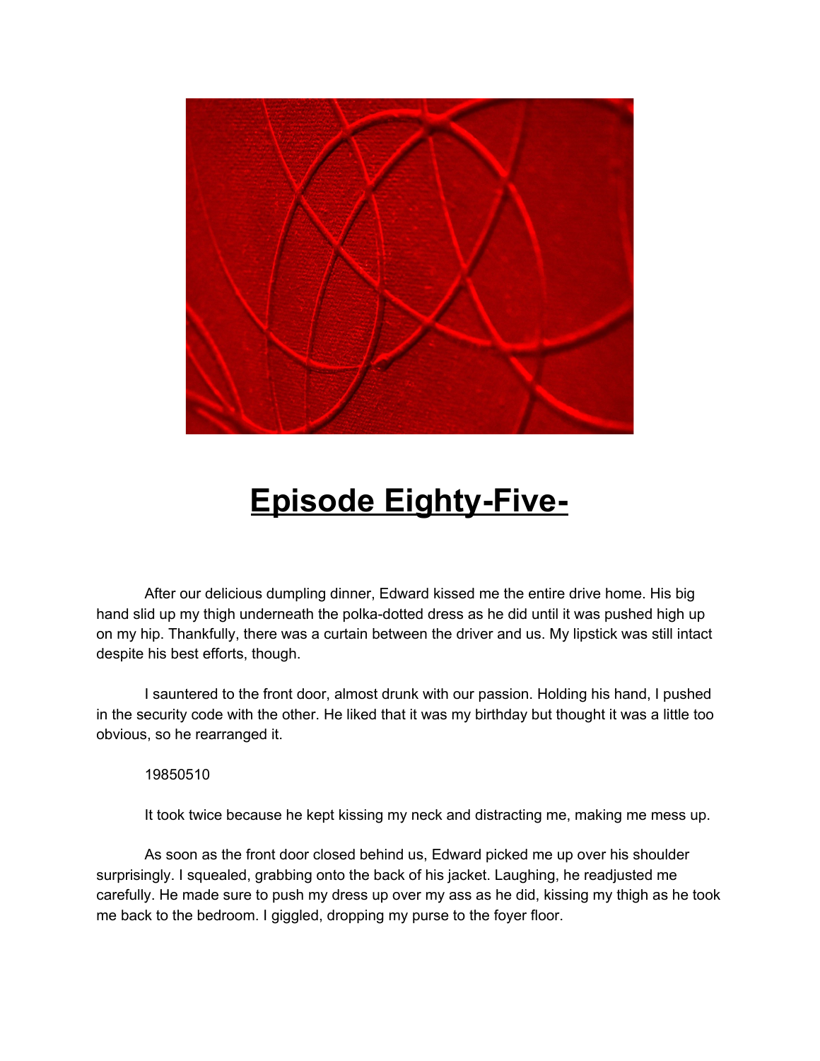# Episode Eighty-Five-

After our delicious dumpling dinner, Edward kissed me the entire drive home. His big hand slid up my thigh underneath the polka-dotted dress as he did until it was pushed high up on my hip. Thankfully, there was a curtain between the driver and us. My lipstick was still intact despite his best efforts, though.

I sauntered to the front door, almost drunk with our passion. Holding his hand, I pushed in the security code with the other. He liked that it was my birthday but thought it was a little too obvious, so he rearranged it.

19850510

It took twice because he kept kissing my neck and distracting me, making me mess up.

As soon as the front door closed behind us, Edward picked me up over his shoulder surprisingly. I squealed, grabbing onto the back of his jacket. Laughing, he readjusted me carefully. He made sure to push my dress up over my ass as he did, kissing my thigh as he took me back to the bedroom. I giggled, dropping my purse to the foyer floor.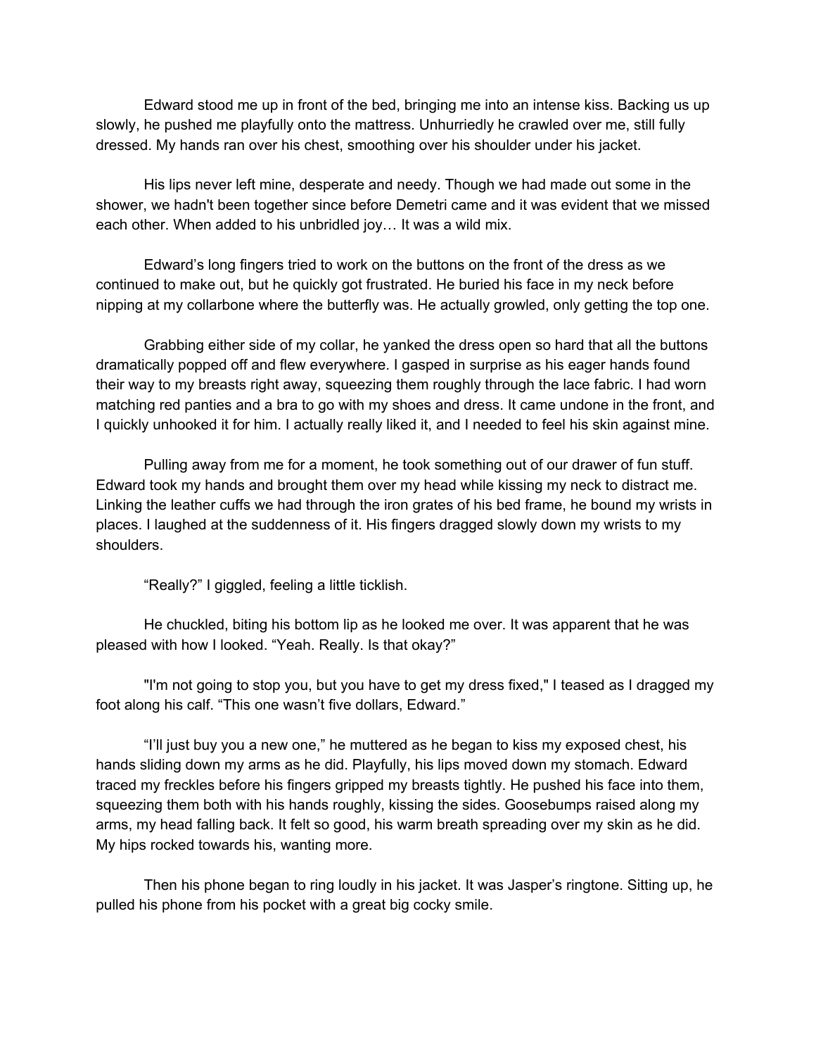Edward stood me up in front of the bed, bringing me into an intense kiss. Backing us up slowly, he pushed me playfully onto the mattress. Unhurriedly he crawled over me, still fully dressed. My hands ran over his chest, smoothing over his shoulder under his jacket.

His lips never left mine, desperate and needy. Though we had made out some in the shower, we hadn't been together since before Demetri came and it was evident that we missed each other. When added to his unbridled joy… It was a wild mix.

Edward's long fingers tried to work on the buttons on the front of the dress as we continued to make out, but he quickly got frustrated. He buried his face in my neck before nipping at my collarbone where the butterfly was. He actually growled, only getting the top one.

Grabbing either side of my collar, he yanked the dress open so hard that all the buttons dramatically popped off and flew everywhere. I gasped in surprise as his eager hands found their way to my breasts right away, squeezing them roughly through the lace fabric. I had worn matching red panties and a bra to go with my shoes and dress. It came undone in the front, and I quickly unhooked it for him. I actually really liked it, and I needed to feel his skin against mine.

Pulling away from me for a moment, he took something out of our drawer of fun stuff. Edward took my hands and brought them over my head while kissing my neck to distract me. Linking the leather cuffs we had through the iron grates of his bed frame, he bound my wrists in places. I laughed at the suddenness of it. His fingers dragged slowly down my wrists to my shoulders.

"Really?" I giggled, feeling a little ticklish.

He chuckled, biting his bottom lip as he looked me over. It was apparent that he was pleased with how I looked. "Yeah. Really. Is that okay?"

"I'm not going to stop you, but you have to get my dress fixed," I teased as I dragged my foot along his calf. "This one wasn't five dollars, Edward."

"I'll just buy you a new one," he muttered as he began to kiss my exposed chest, his hands sliding down my arms as he did. Playfully, his lips moved down my stomach. Edward traced my freckles before his fingers gripped my breasts tightly. He pushed his face into them, squeezing them both with his hands roughly, kissing the sides. Goosebumps raised along my arms, my head falling back. It felt so good, his warm breath spreading over my skin as he did. My hips rocked towards his, wanting more.

Then his phone began to ring loudly in his jacket. It was Jasper's ringtone. Sitting up, he pulled his phone from his pocket with a great big cocky smile.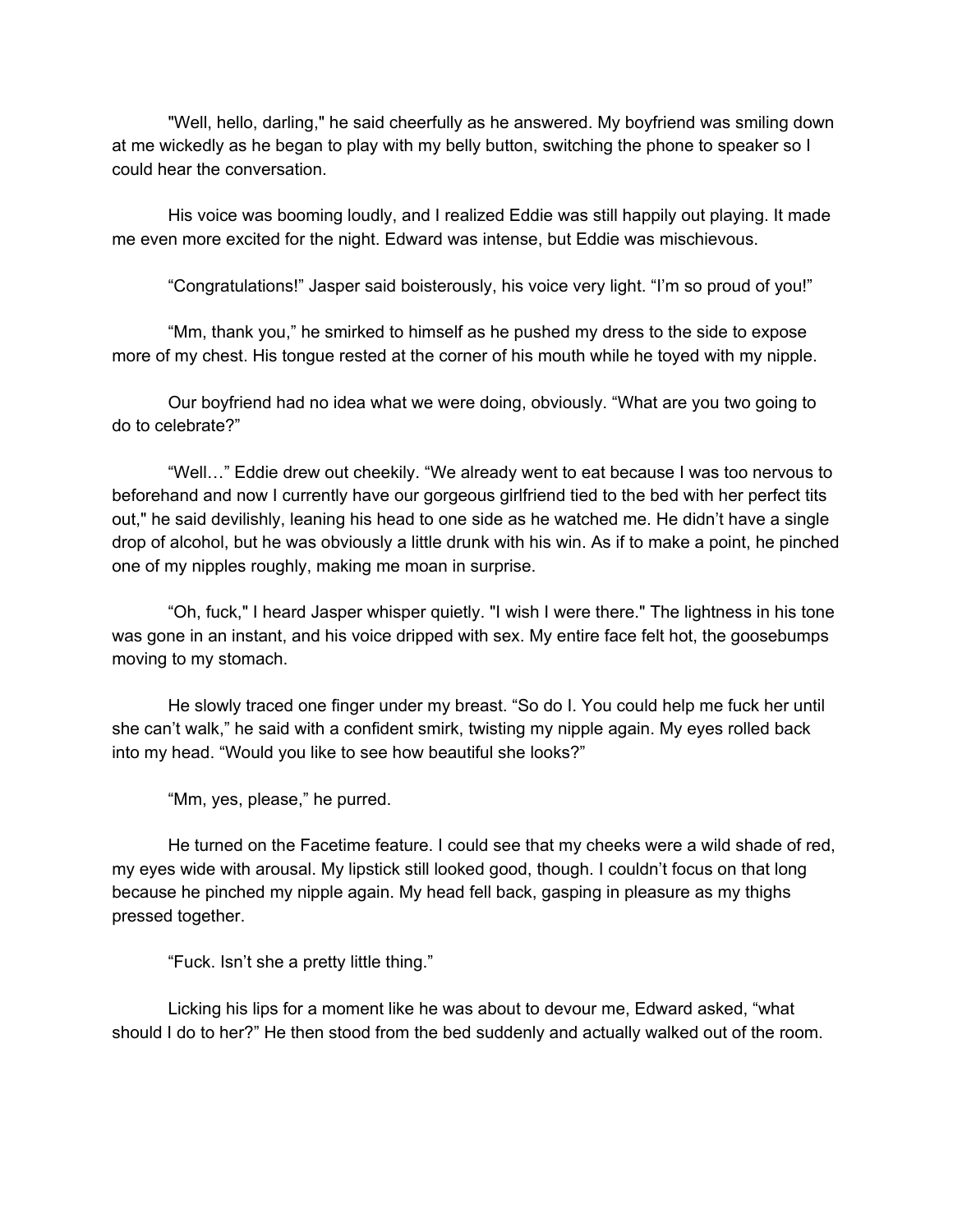"Well, hello, darling," he said cheerfully as he answered. My boyfriend was smiling down at me wickedly as he began to play with my belly button, switching the phone to speaker so I could hear the conversation.

His voice was booming loudly, and I realized Eddie was still happily out playing. It made me even more excited for the night. Edward was intense, but Eddie was mischievous.

"Congratulations!" Jasper said boisterously, his voice very light. "I'm so proud of you!"

"Mm, thank you," he smirked to himself as he pushed my dress to the side to expose more of my chest. His tongue rested at the corner of his mouth while he toyed with my nipple.

Our boyfriend had no idea what we were doing, obviously. "What are you two going to do to celebrate?"

"Well…" Eddie drew out cheekily. "We already went to eat because I was too nervous to beforehand and now I currently have our gorgeous girlfriend tied to the bed with her perfect tits out," he said devilishly, leaning his head to one side as he watched me. He didn't have a single drop of alcohol, but he was obviously a little drunk with his win. As if to make a point, he pinched one of my nipples roughly, making me moan in surprise.

"Oh, fuck," I heard Jasper whisper quietly. "I wish I were there." The lightness in his tone was gone in an instant, and his voice dripped with sex. My entire face felt hot, the goosebumps moving to my stomach.

He slowly traced one finger under my breast. "So do I. You could help me fuck her until she can't walk," he said with a confident smirk, twisting my nipple again. My eyes rolled back into my head. "Would you like to see how beautiful she looks?"

"Mm, yes, please," he purred.

He turned on the Facetime feature. I could see that my cheeks were a wild shade of red, my eyes wide with arousal. My lipstick still looked good, though. I couldn't focus on that long because he pinched my nipple again. My head fell back, gasping in pleasure as my thighs pressed together.

"Fuck. Isn't she a pretty little thing."

Licking his lips for a moment like he was about to devour me, Edward asked, "what should I do to her?" He then stood from the bed suddenly and actually walked out of the room.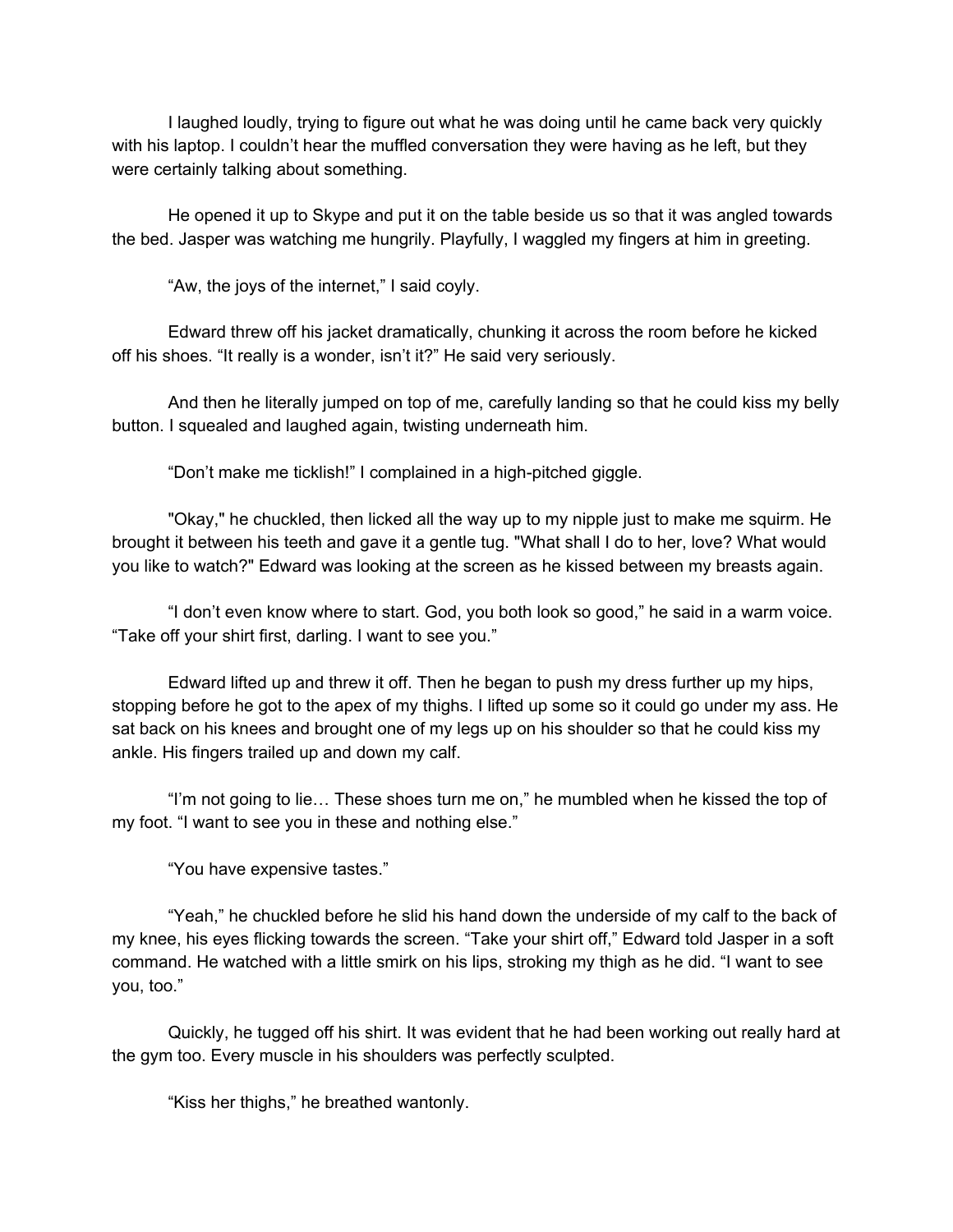I laughed loudly, trying to figure out what he was doing until he came back very quickly with his laptop. I couldn't hear the muffled conversation they were having as he left, but they were certainly talking about something.

He opened it up to Skype and put it on the table beside us so that it was angled towards the bed. Jasper was watching me hungrily. Playfully, I waggled my fingers at him in greeting.

"Aw, the joys of the internet," I said coyly.

Edward threw off his jacket dramatically, chunking it across the room before he kicked off his shoes. "It really is a wonder, isn't it?" He said very seriously.

And then he literally jumped on top of me, carefully landing so that he could kiss my belly button. I squealed and laughed again, twisting underneath him.

"Don't make me ticklish!" I complained in a high-pitched giggle.

"Okay," he chuckled, then licked all the way up to my nipple just to make me squirm. He brought it between his teeth and gave it a gentle tug. "What shall I do to her, love? What would you like to watch?" Edward was looking at the screen as he kissed between my breasts again.

"I don't even know where to start. God, you both look so good," he said in a warm voice. "Take off your shirt first, darling. I want to see you."

Edward lifted up and threw it off. Then he began to push my dress further up my hips, stopping before he got to the apex of my thighs. I lifted up some so it could go under my ass. He sat back on his knees and brought one of my legs up on his shoulder so that he could kiss my ankle. His fingers trailed up and down my calf.

"I'm not going to lie… These shoes turn me on," he mumbled when he kissed the top of my foot. "I want to see you in these and nothing else."

"You have expensive tastes."

"Yeah," he chuckled before he slid his hand down the underside of my calf to the back of my knee, his eyes flicking towards the screen. "Take your shirt off," Edward told Jasper in a soft command. He watched with a little smirk on his lips, stroking my thigh as he did. "I want to see you, too."

Quickly, he tugged off his shirt. It was evident that he had been working out really hard at the gym too. Every muscle in his shoulders was perfectly sculpted.

"Kiss her thighs," he breathed wantonly.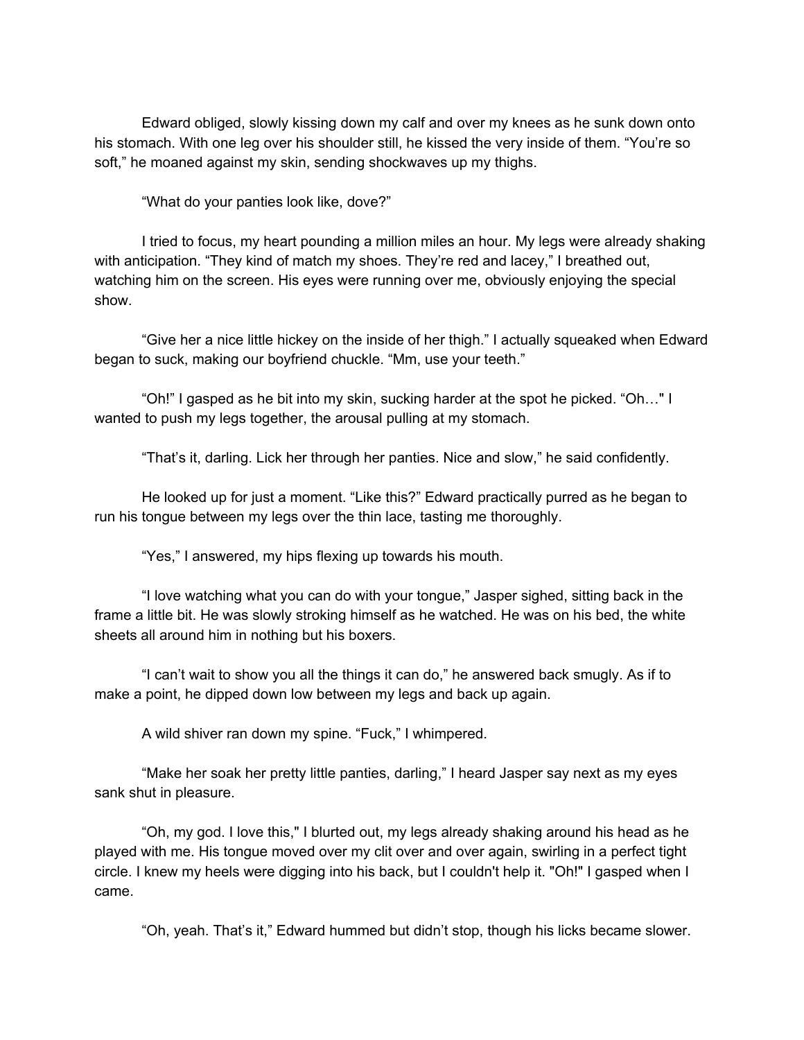Edward obliged, slowly kissing down my calf and over my knees as he sunk down onto his stomach. With one leg over his shoulder still, he kissed the very inside of them. "You're so soft," he moaned against my skin, sending shockwaves up my thighs.

"What do your panties look like, dove?"

I tried to focus, my heart pounding a million miles an hour. My legs were already shaking with anticipation. "They kind of match my shoes. They're red and lacey," I breathed out, watching him on the screen. His eyes were running over me, obviously enjoying the special show.

"Give her a nice little hickey on the inside of her thigh." I actually squeaked when Edward began to suck, making our boyfriend chuckle. "Mm, use your teeth."

"Oh!" I gasped as he bit into my skin, sucking harder at the spot he picked. "Oh…" I wanted to push my legs together, the arousal pulling at my stomach.

"That's it, darling. Lick her through her panties. Nice and slow," he said confidently.

He looked up for just a moment. "Like this?" Edward practically purred as he began to run his tongue between my legs over the thin lace, tasting me thoroughly.

"Yes," I answered, my hips flexing up towards his mouth.

"I love watching what you can do with your tongue," Jasper sighed, sitting back in the frame a little bit. He was slowly stroking himself as he watched. He was on his bed, the white sheets all around him in nothing but his boxers.

"I can't wait to show you all the things it can do," he answered back smugly. As if to make a point, he dipped down low between my legs and back up again.

A wild shiver ran down my spine. "Fuck," I whimpered.

"Make her soak her pretty little panties, darling," I heard Jasper say next as my eyes sank shut in pleasure.

"Oh, my god. I love this," I blurted out, my legs already shaking around his head as he played with me. His tongue moved over my clit over and over again, swirling in a perfect tight circle. I knew my heels were digging into his back, but I couldn't help it. "Oh!" I gasped when I came.

"Oh, yeah. That's it," Edward hummed but didn't stop, though his licks became slower.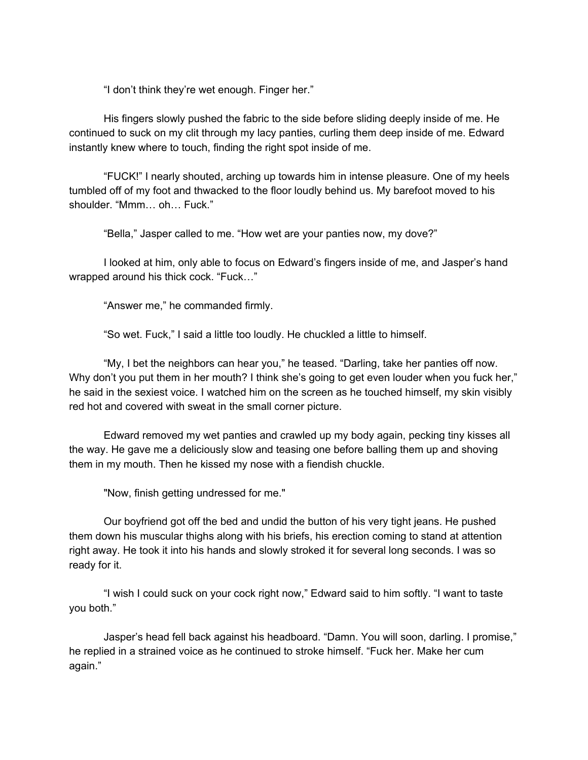"I don't think they're wet enough. Finger her."

His fingers slowly pushed the fabric to the side before sliding deeply inside of me. He continued to suck on my clit through my lacy panties, curling them deep inside of me. Edward instantly knew where to touch, finding the right spot inside of me.

"FUCK!" I nearly shouted, arching up towards him in intense pleasure. One of my heels tumbled off of my foot and thwacked to the floor loudly behind us. My barefoot moved to his shoulder. "Mmm… oh… Fuck."

"Bella," Jasper called to me. "How wet are your panties now, my dove?"

I looked at him, only able to focus on Edward's fingers inside of me, and Jasper's hand wrapped around his thick cock. "Fuck…"

"Answer me," he commanded firmly.

"So wet. Fuck," I said a little too loudly. He chuckled a little to himself.

"My, I bet the neighbors can hear you," he teased. "Darling, take her panties off now. Why don't you put them in her mouth? I think she's going to get even louder when you fuck her," he said in the sexiest voice. I watched him on the screen as he touched himself, my skin visibly red hot and covered with sweat in the small corner picture.

Edward removed my wet panties and crawled up my body again, pecking tiny kisses all the way. He gave me a deliciously slow and teasing one before balling them up and shoving them in my mouth. Then he kissed my nose with a fiendish chuckle.

"Now, finish getting undressed for me."

Our boyfriend got off the bed and undid the button of his very tight jeans. He pushed them down his muscular thighs along with his briefs, his erection coming to stand at attention right away. He took it into his hands and slowly stroked it for several long seconds. I was so ready for it.

"I wish I could suck on your cock right now," Edward said to him softly. "I want to taste you both."

Jasper's head fell back against his headboard. "Damn. You will soon, darling. I promise," he replied in a strained voice as he continued to stroke himself. "Fuck her. Make her cum again."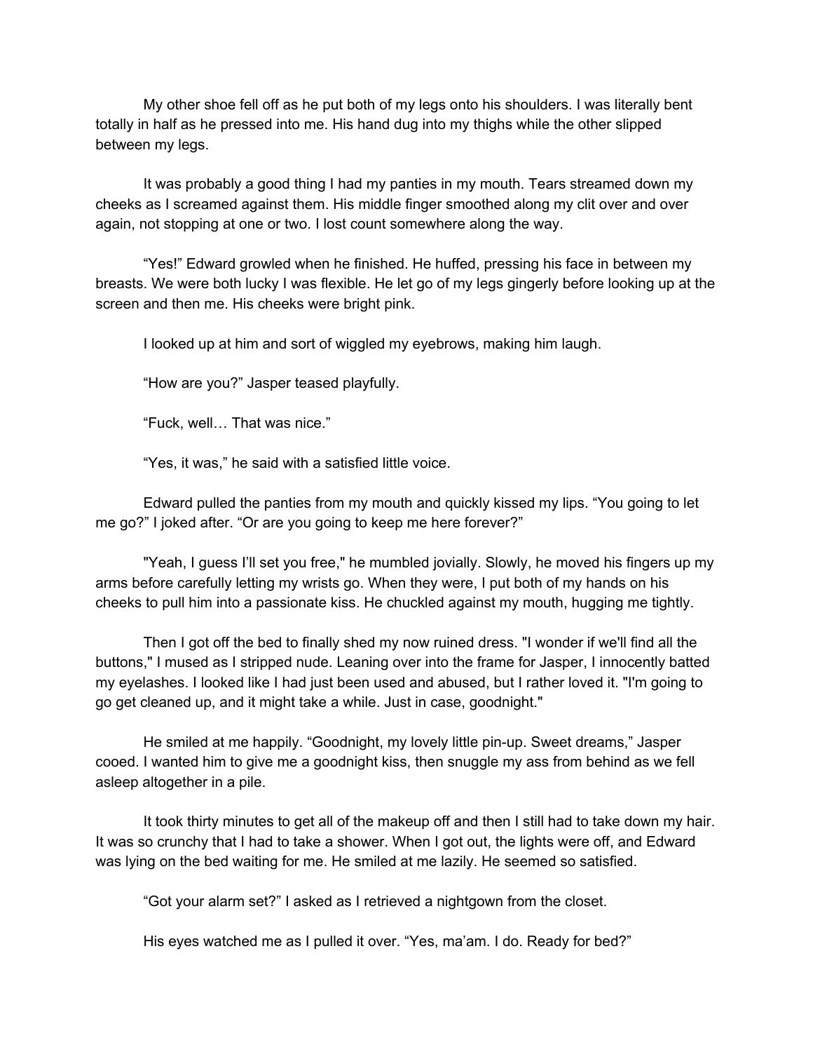My other shoe fell off as he put both of my legs onto his shoulders. I was literally bent totally in half as he pressed into me. His hand dug into my thighs while the other slipped between my legs.

It was probably a good thing I had my panties in my mouth. Tears streamed down my cheeks as I screamed against them. His middle finger smoothed along my clit over and over again, not stopping at one or two. I lost count somewhere along the way.

“Yes!” Edward growled when he finished. He huffed, pressing his face in between my breasts. We were both lucky I was flexible. He let go of my legs gingerly before looking up at the screen and then me. His cheeks were bright pink.

I looked up at him and sort of wiggled my eyebrows, making him laugh.

“How are you?” Jasper teased playfully.

“Fuck, well… That was nice.”

“Yes, it was,” he said with a satisfied little voice.

Edward pulled the panties from my mouth and quickly kissed my lips. “You going to let me go?” I joked after. “Or are you going to keep me here forever?”

"Yeah, I guess I’ll set you free," he mumbled jovially. Slowly, he moved his fingers up my arms before carefully letting my wrists go. When they were, I put both of my hands on his cheeks to pull him into a passionate kiss. He chuckled against my mouth, hugging me tightly.

Then I got off the bed to finally shed my now ruined dress. "I wonder if we'll find all the buttons," I mused as I stripped nude. Leaning over into the frame for Jasper, I innocently batted my eyelashes. I looked like I had just been used and abused, but I rather loved it. "I'm going to go get cleaned up, and it might take a while. Just in case, goodnight."

He smiled at me happily. “Goodnight, my lovely little pin-up. Sweet dreams,” Jasper cooed. I wanted him to give me a goodnight kiss, then snuggle my ass from behind as we fell asleep altogether in a pile.

It took thirty minutes to get all of the makeup off and then I still had to take down my hair. It was so crunchy that I had to take a shower. When I got out, the lights were off, and Edward was lying on the bed waiting for me. He smiled at me lazily. He seemed so satisfied.

“Got your alarm set?” I asked as I retrieved a nightgown from the closet.

His eyes watched me as I pulled it over. “Yes, ma’am. I do. Ready for bed?”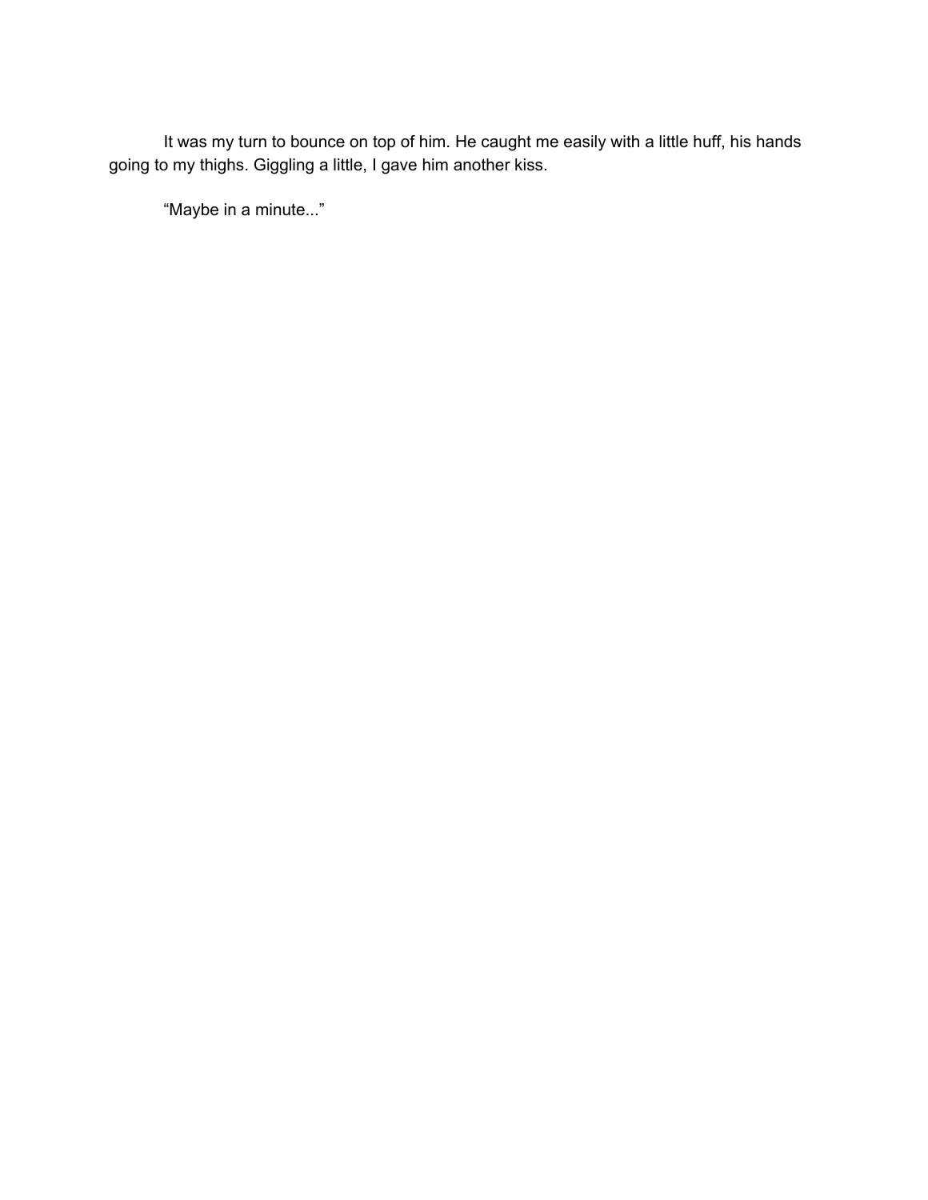It was my turn to bounce on top of him. He caught me easily with a little huff, his hands going to my thighs. Giggling a little, I gave him another kiss.

"Maybe in a minute..."